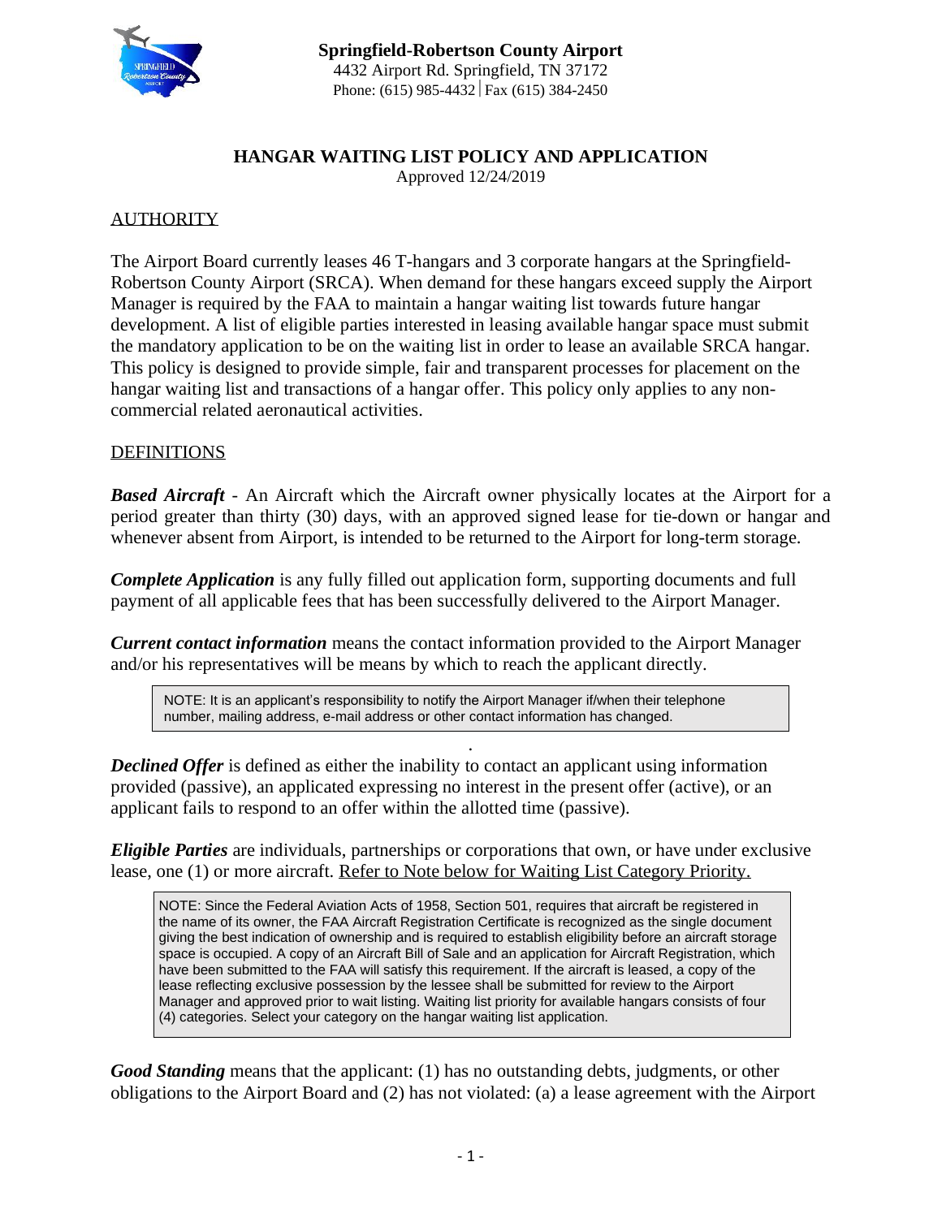**Springfield-Robertson County Airport**
4432 Airport Rd. Springfield, TN 37172
Phone: (615) 985-4432 | Fax (615) 384-2450

# HANGAR WAITING LIST POLICY AND APPLICATION

Approved 12/24/2019

## AUTHORITY

The Airport Board currently leases 46 T-hangars and 3 corporate hangars at the Springfield-Robertson County Airport (SRCA). When demand for these hangars exceed supply the Airport Manager is required by the FAA to maintain a hangar waiting list towards future hangar development. A list of eligible parties interested in leasing available hangar space must submit the mandatory application to be on the waiting list in order to lease an available SRCA hangar. This policy is designed to provide simple, fair and transparent processes for placement on the hangar waiting list and transactions of a hangar offer. This policy only applies to any non-commercial related aeronautical activities.

## DEFINITIONS

***Based Aircraft*** - An Aircraft which the Aircraft owner physically locates at the Airport for a period greater than thirty (30) days, with an approved signed lease for tie-down or hangar and whenever absent from Airport, is intended to be returned to the Airport for long-term storage.

***Complete Application*** is any fully filled out application form, supporting documents and full payment of all applicable fees that has been successfully delivered to the Airport Manager.

***Current contact information*** means the contact information provided to the Airport Manager and/or his representatives will be means by which to reach the applicant directly.

> NOTE: It is an applicant's responsibility to notify the Airport Manager if/when their telephone number, mailing address, e-mail address or other contact information has changed.

***Declined Offer*** is defined as either the inability to contact an applicant using information provided (passive), an applicated expressing no interest in the present offer (active), or an applicant fails to respond to an offer within the allotted time (passive).

***Eligible Parties*** are individuals, partnerships or corporations that own, or have under exclusive lease, one (1) or more aircraft. Refer to Note below for Waiting List Category Priority.

> NOTE: Since the Federal Aviation Acts of 1958, Section 501, requires that aircraft be registered in the name of its owner, the FAA Aircraft Registration Certificate is recognized as the single document giving the best indication of ownership and is required to establish eligibility before an aircraft storage space is occupied. A copy of an Aircraft Bill of Sale and an application for Aircraft Registration, which have been submitted to the FAA will satisfy this requirement. If the aircraft is leased, a copy of the lease reflecting exclusive possession by the lessee shall be submitted for review to the Airport Manager and approved prior to wait listing. Waiting list priority for available hangars consists of four (4) categories. Select your category on the hangar waiting list application.

***Good Standing*** means that the applicant: (1) has no outstanding debts, judgments, or other obligations to the Airport Board and (2) has not violated: (a) a lease agreement with the Airport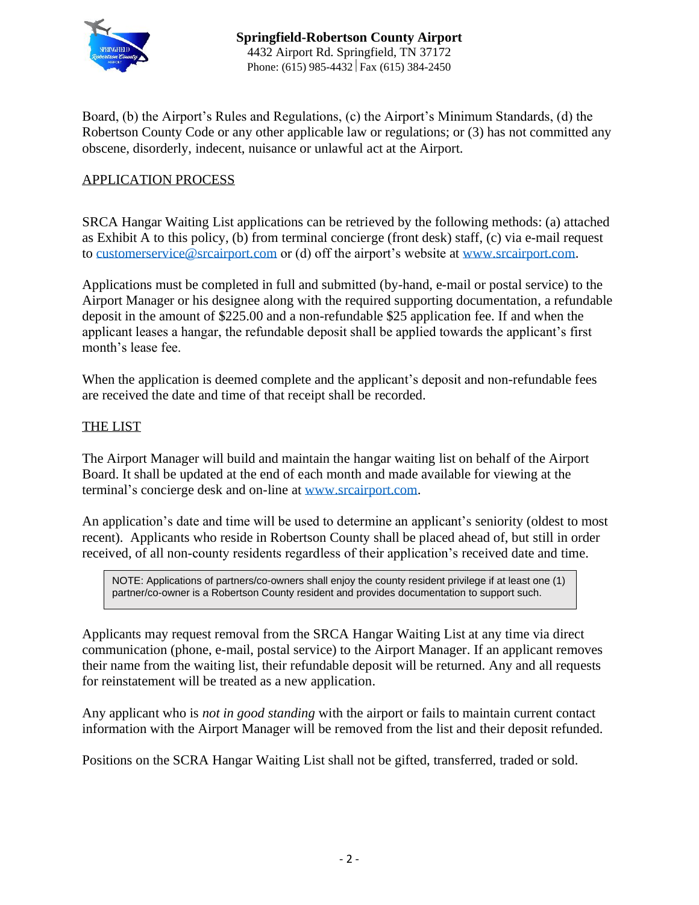Board, (b) the Airport's Rules and Regulations, (c) the Airport's Minimum Standards, (d) the Robertson County Code or any other applicable law or regulations; or (3) has not committed any obscene, disorderly, indecent, nuisance or unlawful act at the Airport.

## APPLICATION PROCESS

SRCA Hangar Waiting List applications can be retrieved by the following methods: (a) attached as Exhibit A to this policy, (b) from terminal concierge (front desk) staff, (c) via e-mail request to customerservice@srcairport.com or (d) off the airport's website at www.srcairport.com.

Applications must be completed in full and submitted (by-hand, e-mail or postal service) to the Airport Manager or his designee along with the required supporting documentation, a refundable deposit in the amount of $225.00 and a non-refundable $25 application fee. If and when the applicant leases a hangar, the refundable deposit shall be applied towards the applicant's first month's lease fee.

When the application is deemed complete and the applicant's deposit and non-refundable fees are received the date and time of that receipt shall be recorded.

## THE LIST

The Airport Manager will build and maintain the hangar waiting list on behalf of the Airport Board. It shall be updated at the end of each month and made available for viewing at the terminal's concierge desk and on-line at www.srcairport.com.

An application's date and time will be used to determine an applicant's seniority (oldest to most recent). Applicants who reside in Robertson County shall be placed ahead of, but still in order received, of all non-county residents regardless of their application's received date and time.

> NOTE: Applications of partners/co-owners shall enjoy the county resident privilege if at least one (1) partner/co-owner is a Robertson County resident and provides documentation to support such.

Applicants may request removal from the SRCA Hangar Waiting List at any time via direct communication (phone, e-mail, postal service) to the Airport Manager. If an applicant removes their name from the waiting list, their refundable deposit will be returned. Any and all requests for reinstatement will be treated as a new application.

Any applicant who is *not in good standing* with the airport or fails to maintain current contact information with the Airport Manager will be removed from the list and their deposit refunded.

Positions on the SCRA Hangar Waiting List shall not be gifted, transferred, traded or sold.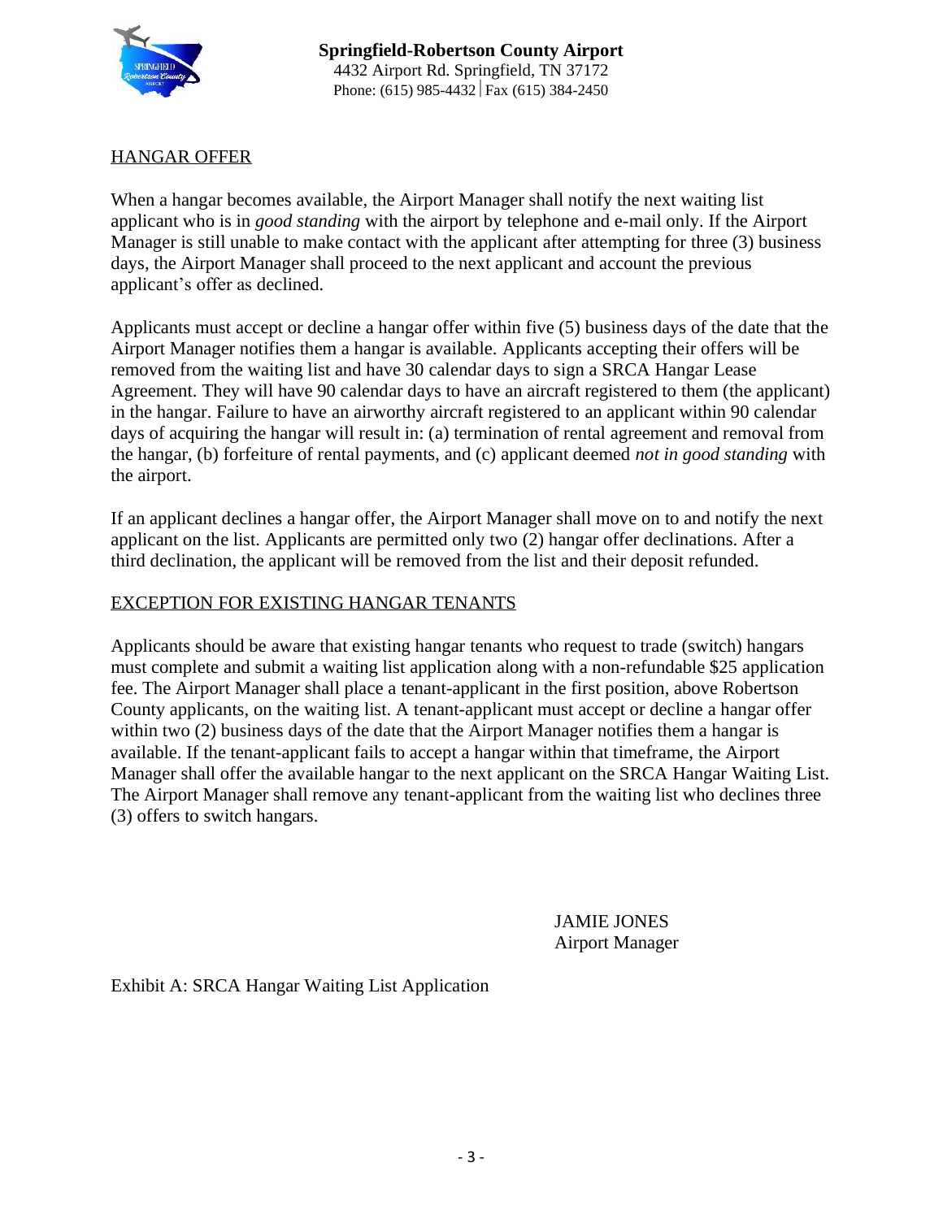## HANGAR OFFER

When a hangar becomes available, the Airport Manager shall notify the next waiting list applicant who is in *good standing* with the airport by telephone and e-mail only. If the Airport Manager is still unable to make contact with the applicant after attempting for three (3) business days, the Airport Manager shall proceed to the next applicant and account the previous applicant's offer as declined.

Applicants must accept or decline a hangar offer within five (5) business days of the date that the Airport Manager notifies them a hangar is available. Applicants accepting their offers will be removed from the waiting list and have 30 calendar days to sign a SRCA Hangar Lease Agreement. They will have 90 calendar days to have an aircraft registered to them (the applicant) in the hangar. Failure to have an airworthy aircraft registered to an applicant within 90 calendar days of acquiring the hangar will result in: (a) termination of rental agreement and removal from the hangar, (b) forfeiture of rental payments, and (c) applicant deemed *not in good standing* with the airport.

If an applicant declines a hangar offer, the Airport Manager shall move on to and notify the next applicant on the list. Applicants are permitted only two (2) hangar offer declinations. After a third declination, the applicant will be removed from the list and their deposit refunded.

## EXCEPTION FOR EXISTING HANGAR TENANTS

Applicants should be aware that existing hangar tenants who request to trade (switch) hangars must complete and submit a waiting list application along with a non-refundable $25 application fee. The Airport Manager shall place a tenant-applicant in the first position, above Robertson County applicants, on the waiting list. A tenant-applicant must accept or decline a hangar offer within two (2) business days of the date that the Airport Manager notifies them a hangar is available. If the tenant-applicant fails to accept a hangar within that timeframe, the Airport Manager shall offer the available hangar to the next applicant on the SRCA Hangar Waiting List. The Airport Manager shall remove any tenant-applicant from the waiting list who declines three (3) offers to switch hangars.

JAMIE JONES
Airport Manager

Exhibit A: SRCA Hangar Waiting List Application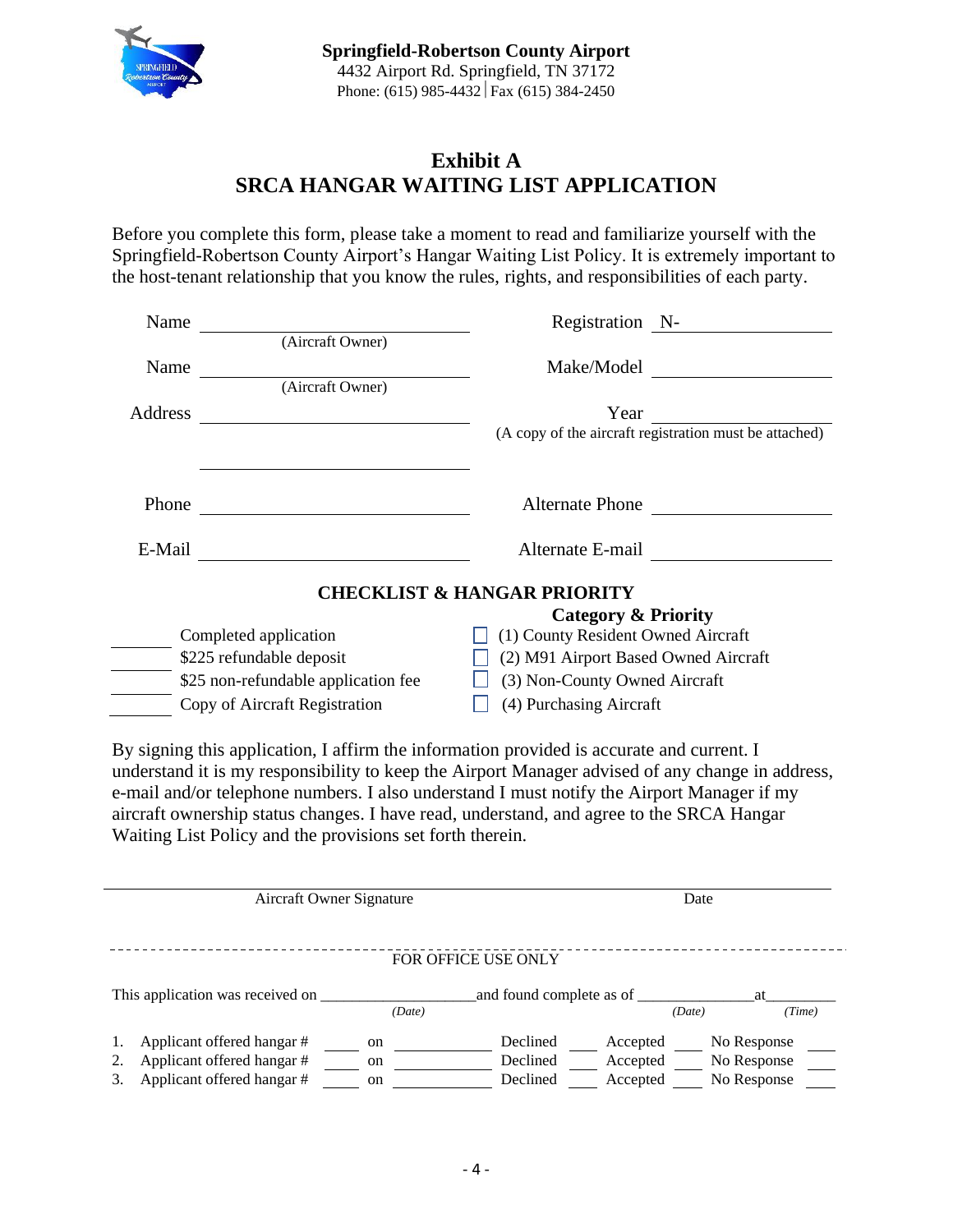**Springfield-Robertson County Airport**
4432 Airport Rd. Springfield, TN 37172
Phone: (615) 985-4432 | Fax (615) 384-2450

# Exhibit A
# SRCA HANGAR WAITING LIST APPLICATION

Before you complete this form, please take a moment to read and familiarize yourself with the Springfield-Robertson County Airport's Hangar Waiting List Policy. It is extremely important to the host-tenant relationship that you know the rules, rights, and responsibilities of each party.

Name ______________________________ (Aircraft Owner)

Registration N-____________________

Name ______________________________ (Aircraft Owner)

Make/Model ____________________

Address ______________________________

______________________________

Year ____________________

(A copy of the aircraft registration must be attached)

Phone ______________________________

Alternate Phone ____________________

E-Mail ______________________________

Alternate E-mail ____________________

## CHECKLIST & HANGAR PRIORITY

| | **Category & Priority** |
|---|---|
| ______ Completed application | ☐ (1) County Resident Owned Aircraft |
| ______ $225 refundable deposit | ☐ (2) M91 Airport Based Owned Aircraft |
| ______ $25 non-refundable application fee | ☐ (3) Non-County Owned Aircraft |
| ______ Copy of Aircraft Registration | ☐ (4) Purchasing Aircraft |

By signing this application, I affirm the information provided is accurate and current. I understand it is my responsibility to keep the Airport Manager advised of any change in address, e-mail and/or telephone numbers. I also understand I must notify the Airport Manager if my aircraft ownership status changes. I have read, understand, and agree to the SRCA Hangar Waiting List Policy and the provisions set forth therein.

______________________________________________ ____________________

Aircraft Owner Signature Date

---

FOR OFFICE USE ONLY

This application was received on ____________________ (Date) and found complete as of ________________ (Date) at__________ (Time)

1. Applicant offered hangar # _____ on ____________ Declined ____ Accepted ____ No Response ____
2. Applicant offered hangar # _____ on ____________ Declined ____ Accepted ____ No Response ____
3. Applicant offered hangar # _____ on ____________ Declined ____ Accepted ____ No Response ____